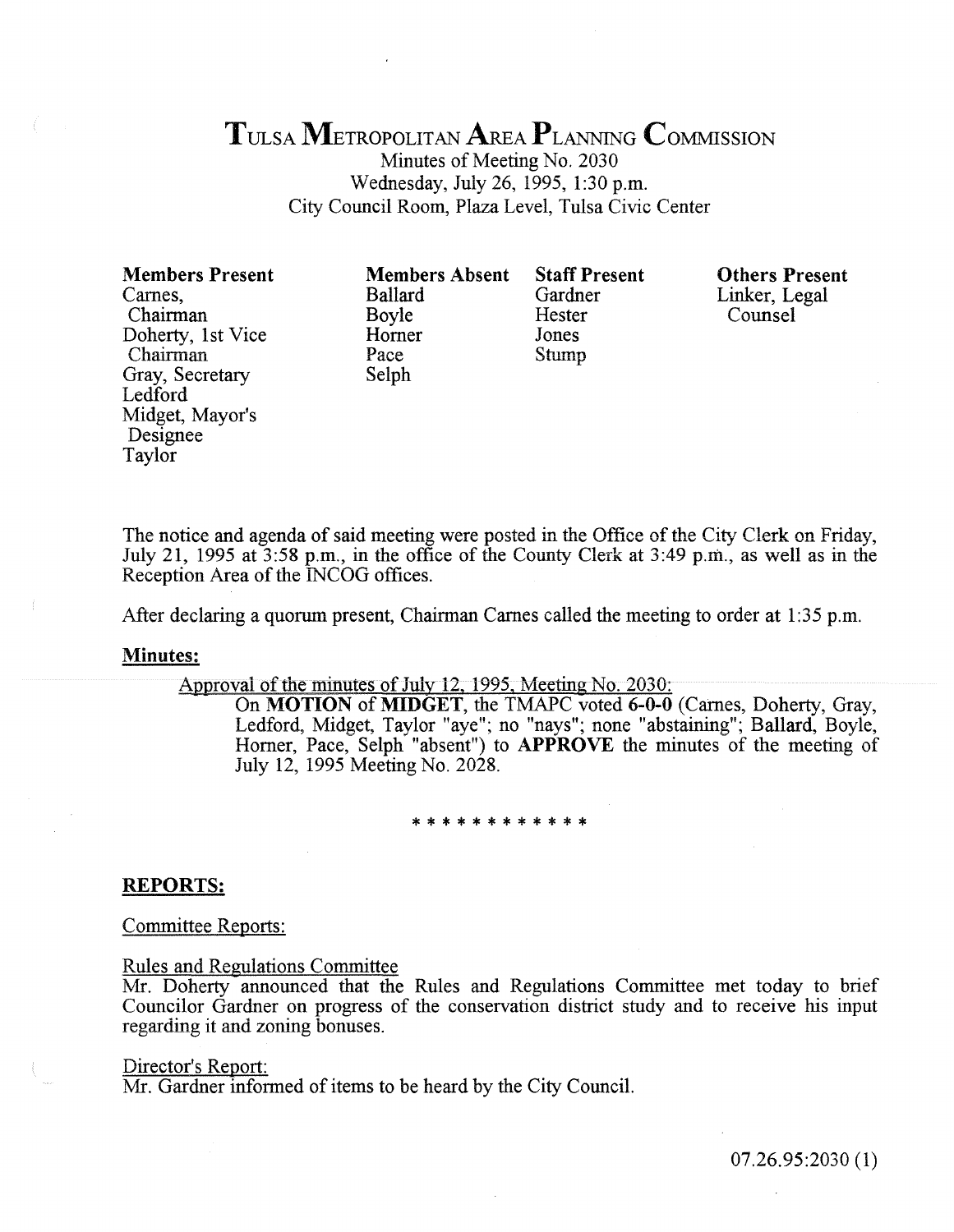# TULSA METROPOLITAN AREA PLANNING COMMISSION

Minutes of Meeting No. 2030
Wednesday, July 26, 1995, 1:30 p.m.
City Council Room, Plaza Level, Tulsa Civic Center

| Members Present | Members Absent | Staff Present | Others Present |
|---|---|---|---|
| Carnes, Chairman | Ballard | Gardner | Linker, Legal Counsel |
| Doherty, 1st Vice Chairman | Boyle | Hester | |
| Gray, Secretary | Horner | Jones | |
| Ledford | Pace | Stump | |
| Midget, Mayor's Designee | Selph | | |
| Taylor | | | |

The notice and agenda of said meeting were posted in the Office of the City Clerk on Friday, July 21, 1995 at 3:58 p.m., in the office of the County Clerk at 3:49 p.m., as well as in the Reception Area of the INCOG offices.

After declaring a quorum present, Chairman Carnes called the meeting to order at 1:35 p.m.

**Minutes:**

Approval of the minutes of July 12, 1995, Meeting No. 2030:

On **MOTION** of **MIDGET**, the TMAPC voted **6-0-0** (Carnes, Doherty, Gray, Ledford, Midget, Taylor "aye"; no "nays"; none "abstaining"; Ballard, Boyle, Horner, Pace, Selph "absent") to **APPROVE** the minutes of the meeting of July 12, 1995 Meeting No. 2028.

\* \* \* \* \* \* \* \* \* \* \* \*

## REPORTS:

Committee Reports:

Rules and Regulations Committee

Mr. Doherty announced that the Rules and Regulations Committee met today to brief Councilor Gardner on progress of the conservation district study and to receive his input regarding it and zoning bonuses.

Director's Report:

Mr. Gardner informed of items to be heard by the City Council.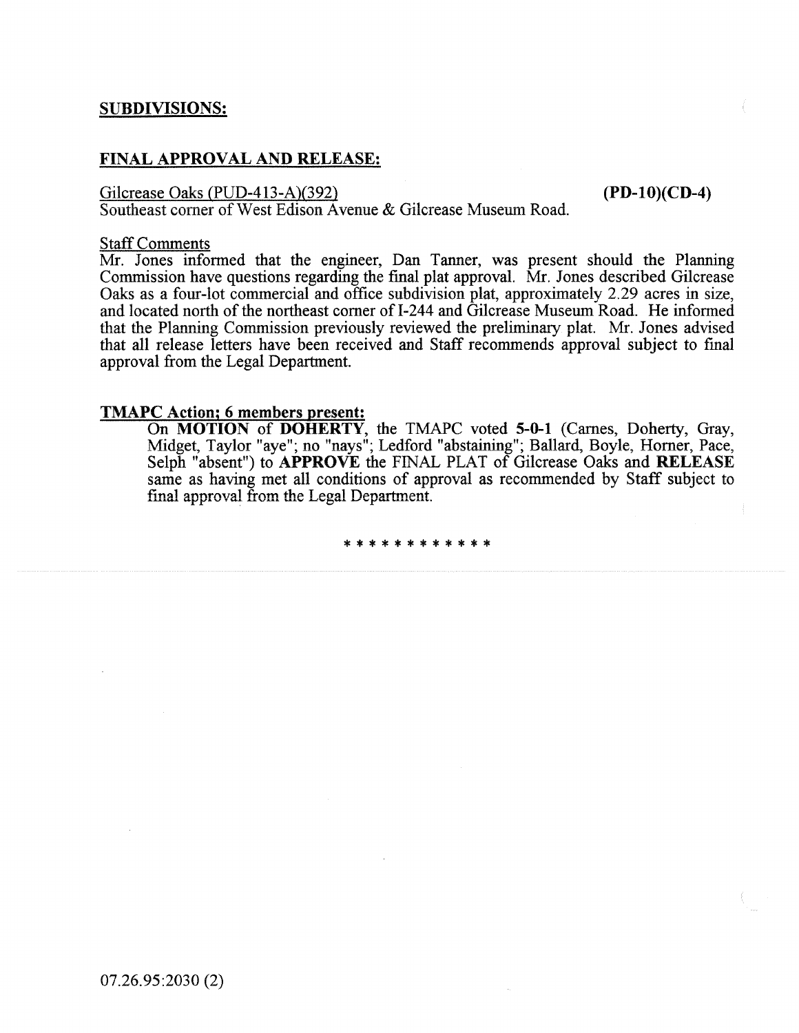## SUBDIVISIONS:

## FINAL APPROVAL AND RELEASE:

Gilcrease Oaks (PUD-413-A)(392) **(PD-10)(CD-4)**
Southeast corner of West Edison Avenue & Gilcrease Museum Road.

Staff Comments

Mr. Jones informed that the engineer, Dan Tanner, was present should the Planning Commission have questions regarding the final plat approval. Mr. Jones described Gilcrease Oaks as a four-lot commercial and office subdivision plat, approximately 2.29 acres in size, and located north of the northeast corner of I-244 and Gilcrease Museum Road. He informed that the Planning Commission previously reviewed the preliminary plat. Mr. Jones advised that all release letters have been received and Staff recommends approval subject to final approval from the Legal Department.

**TMAPC Action; 6 members present:**

On **MOTION** of **DOHERTY**, the TMAPC voted **5-0-1** (Carnes, Doherty, Gray, Midget, Taylor "aye"; no "nays"; Ledford "abstaining"; Ballard, Boyle, Horner, Pace, Selph "absent") to **APPROVE** the FINAL PLAT of Gilcrease Oaks and **RELEASE** same as having met all conditions of approval as recommended by Staff subject to final approval from the Legal Department.

\* \* \* \* \* \* \* \* \* \* \* \*

07.26.95:2030 (2)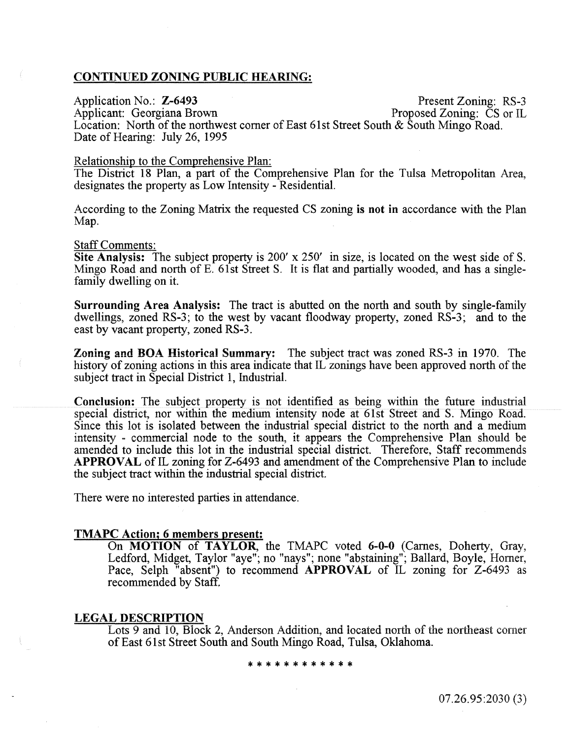## CONTINUED ZONING PUBLIC HEARING:

Application No.: **Z-6493** Present Zoning: RS-3
Applicant: Georgiana Brown Proposed Zoning: CS or IL
Location: North of the northwest corner of East 61st Street South & South Mingo Road.
Date of Hearing: July 26, 1995

Relationship to the Comprehensive Plan:
The District 18 Plan, a part of the Comprehensive Plan for the Tulsa Metropolitan Area, designates the property as Low Intensity - Residential.

According to the Zoning Matrix the requested CS zoning **is not in** accordance with the Plan Map.

Staff Comments:
**Site Analysis:** The subject property is 200' x 250' in size, is located on the west side of S. Mingo Road and north of E. 61st Street S. It is flat and partially wooded, and has a single-family dwelling on it.

**Surrounding Area Analysis:** The tract is abutted on the north and south by single-family dwellings, zoned RS-3; to the west by vacant floodway property, zoned RS-3; and to the east by vacant property, zoned RS-3.

**Zoning and BOA Historical Summary:** The subject tract was zoned RS-3 in 1970. The history of zoning actions in this area indicate that IL zonings have been approved north of the subject tract in Special District 1, Industrial.

**Conclusion:** The subject property is not identified as being within the future industrial special district, nor within the medium intensity node at 61st Street and S. Mingo Road. Since this lot is isolated between the industrial special district to the north and a medium intensity - commercial node to the south, it appears the Comprehensive Plan should be amended to include this lot in the industrial special district. Therefore, Staff recommends **APPROVAL** of IL zoning for Z-6493 and amendment of the Comprehensive Plan to include the subject tract within the industrial special district.

There were no interested parties in attendance.

### TMAPC Action; 6 members present:

On **MOTION** of **TAYLOR**, the TMAPC voted **6-0-0** (Carnes, Doherty, Gray, Ledford, Midget, Taylor "aye"; no "nays"; none "abstaining"; Ballard, Boyle, Horner, Pace, Selph "absent") to recommend **APPROVAL** of IL zoning for Z-6493 as recommended by Staff.

### LEGAL DESCRIPTION

Lots 9 and 10, Block 2, Anderson Addition, and located north of the northeast corner of East 61st Street South and South Mingo Road, Tulsa, Oklahoma.

\* \* \* \* \* \* \* \* \* \* \* \*

07.26.95:2030 (3)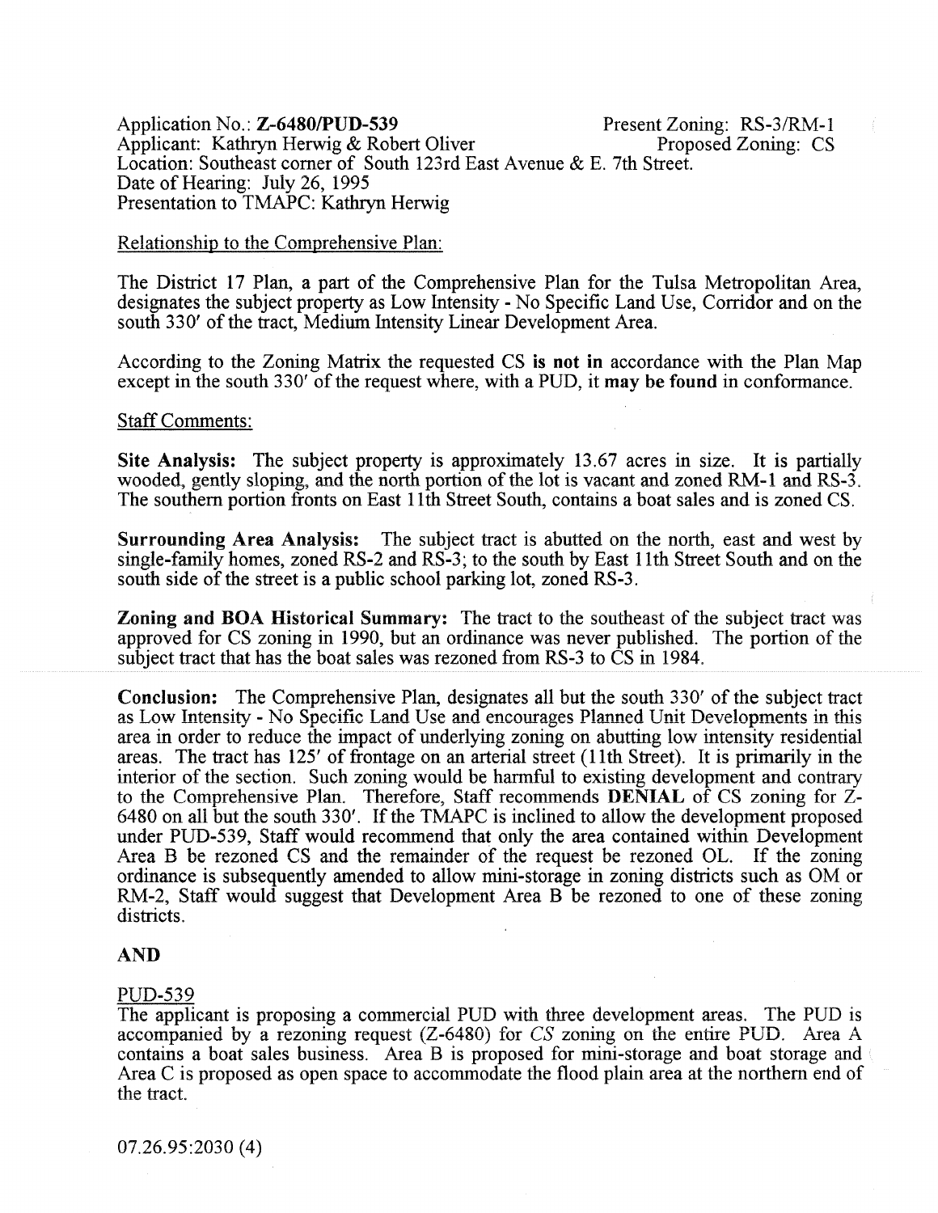Application No.: **Z-6480/PUD-539** Present Zoning: RS-3/RM-1
Applicant: Kathryn Herwig & Robert Oliver Proposed Zoning: CS
Location: Southeast corner of South 123rd East Avenue & E. 7th Street.
Date of Hearing: July 26, 1995
Presentation to TMAPC: Kathryn Herwig

Relationship to the Comprehensive Plan:

The District 17 Plan, a part of the Comprehensive Plan for the Tulsa Metropolitan Area, designates the subject property as Low Intensity - No Specific Land Use, Corridor and on the south 330' of the tract, Medium Intensity Linear Development Area.

According to the Zoning Matrix the requested CS **is not in** accordance with the Plan Map except in the south 330' of the request where, with a PUD, it **may be found** in conformance.

Staff Comments:

**Site Analysis:** The subject property is approximately 13.67 acres in size. It is partially wooded, gently sloping, and the north portion of the lot is vacant and zoned RM-1 and RS-3. The southern portion fronts on East 11th Street South, contains a boat sales and is zoned CS.

**Surrounding Area Analysis:** The subject tract is abutted on the north, east and west by single-family homes, zoned RS-2 and RS-3; to the south by East 11th Street South and on the south side of the street is a public school parking lot, zoned RS-3.

**Zoning and BOA Historical Summary:** The tract to the southeast of the subject tract was approved for CS zoning in 1990, but an ordinance was never published. The portion of the subject tract that has the boat sales was rezoned from RS-3 to CS in 1984.

**Conclusion:** The Comprehensive Plan, designates all but the south 330' of the subject tract as Low Intensity - No Specific Land Use and encourages Planned Unit Developments in this area in order to reduce the impact of underlying zoning on abutting low intensity residential areas. The tract has 125' of frontage on an arterial street (11th Street). It is primarily in the interior of the section. Such zoning would be harmful to existing development and contrary to the Comprehensive Plan. Therefore, Staff recommends **DENIAL** of CS zoning for Z-6480 on all but the south 330'. If the TMAPC is inclined to allow the development proposed under PUD-539, Staff would recommend that only the area contained within Development Area B be rezoned CS and the remainder of the request be rezoned OL. If the zoning ordinance is subsequently amended to allow mini-storage in zoning districts such as OM or RM-2, Staff would suggest that Development Area B be rezoned to one of these zoning districts.

**AND**

PUD-539

The applicant is proposing a commercial PUD with three development areas. The PUD is accompanied by a rezoning request (Z-6480) for *CS* zoning on the entire PUD. Area A contains a boat sales business. Area B is proposed for mini-storage and boat storage and Area C is proposed as open space to accommodate the flood plain area at the northern end of the tract.

07.26.95:2030 (4)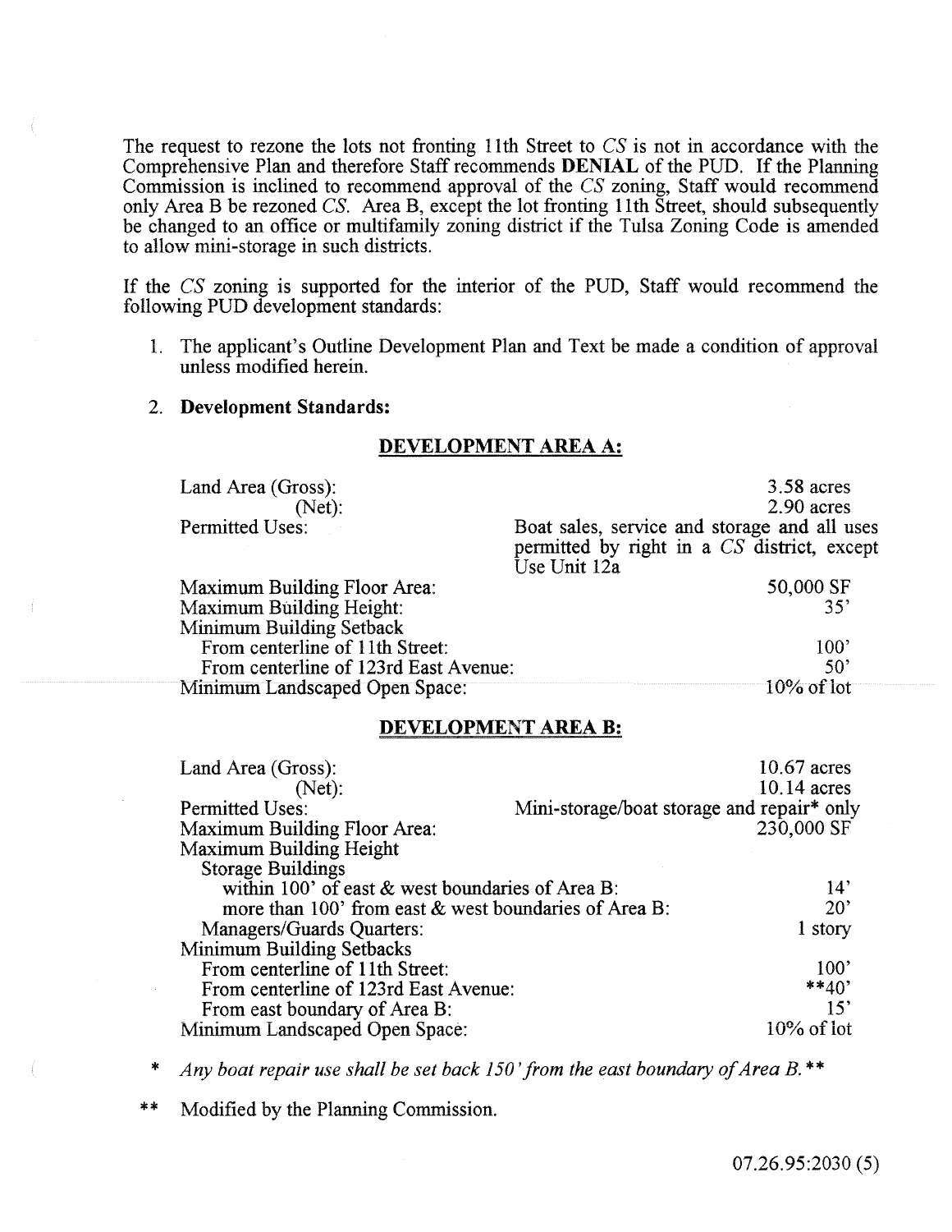The request to rezone the lots not fronting 11th Street to *CS* is not in accordance with the Comprehensive Plan and therefore Staff recommends **DENIAL** of the PUD. If the Planning Commission is inclined to recommend approval of the *CS* zoning, Staff would recommend only Area B be rezoned *CS*. Area B, except the lot fronting 11th Street, should subsequently be changed to an office or multifamily zoning district if the Tulsa Zoning Code is amended to allow mini-storage in such districts.

If the *CS* zoning is supported for the interior of the PUD, Staff would recommend the following PUD development standards:

1. The applicant's Outline Development Plan and Text be made a condition of approval unless modified herein.

2. **Development Standards:**

**DEVELOPMENT AREA A:**

| | |
|---|---|
| Land Area (Gross): | 3.58 acres |
| (Net): | 2.90 acres |
| Permitted Uses: | Boat sales, service and storage and all uses permitted by right in a *CS* district, except Use Unit 12a |
| Maximum Building Floor Area: | 50,000 SF |
| Maximum Building Height: | 35' |
| Minimum Building Setback | |
| From centerline of 11th Street: | 100' |
| From centerline of 123rd East Avenue: | 50' |
| Minimum Landscaped Open Space: | 10% of lot |

**DEVELOPMENT AREA B:**

| | |
|---|---|
| Land Area (Gross): | 10.67 acres |
| (Net): | 10.14 acres |
| Permitted Uses: | Mini-storage/boat storage and repair* only |
| Maximum Building Floor Area: | 230,000 SF |
| Maximum Building Height | |
| Storage Buildings | |
| within 100' of east & west boundaries of Area B: | 14' |
| more than 100' from east & west boundaries of Area B: | 20' |
| Managers/Guards Quarters: | 1 story |
| Minimum Building Setbacks | |
| From centerline of 11th Street: | 100' |
| From centerline of 123rd East Avenue: | **40' |
| From east boundary of Area B: | 15' |
| Minimum Landscaped Open Space: | 10% of lot |

\* *Any boat repair use shall be set back 150' from the east boundary of Area B.***

** Modified by the Planning Commission.

07.26.95:2030 (5)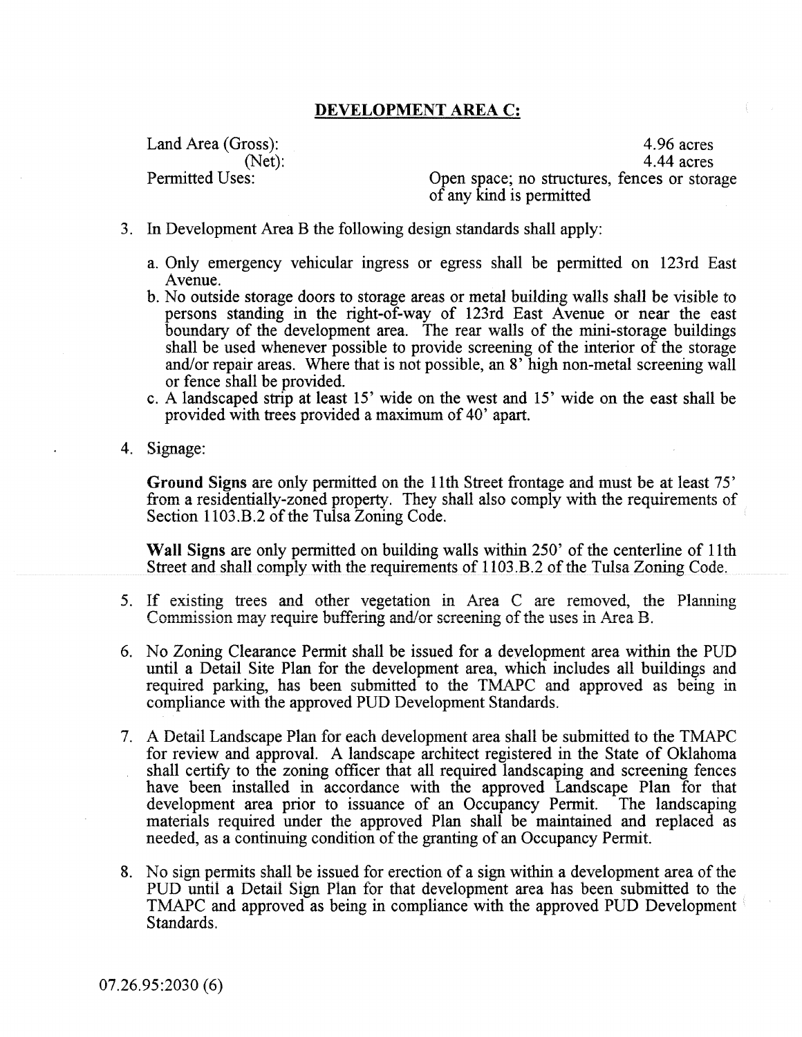**DEVELOPMENT AREA C:**

Land Area (Gross): 4.96 acres
(Net): 4.44 acres
Permitted Uses: Open space; no structures, fences or storage of any kind is permitted

3. In Development Area B the following design standards shall apply:

   a. Only emergency vehicular ingress or egress shall be permitted on 123rd East Avenue.
   b. No outside storage doors to storage areas or metal building walls shall be visible to persons standing in the right-of-way of 123rd East Avenue or near the east boundary of the development area. The rear walls of the mini-storage buildings shall be used whenever possible to provide screening of the interior of the storage and/or repair areas. Where that is not possible, an 8' high non-metal screening wall or fence shall be provided.
   c. A landscaped strip at least 15' wide on the west and 15' wide on the east shall be provided with trees provided a maximum of 40' apart.

4. Signage:

   **Ground Signs** are only permitted on the 11th Street frontage and must be at least 75' from a residentially-zoned property. They shall also comply with the requirements of Section 1103.B.2 of the Tulsa Zoning Code.

   **Wall Signs** are only permitted on building walls within 250' of the centerline of 11th Street and shall comply with the requirements of 1103.B.2 of the Tulsa Zoning Code.

5. If existing trees and other vegetation in Area C are removed, the Planning Commission may require buffering and/or screening of the uses in Area B.

6. No Zoning Clearance Permit shall be issued for a development area within the PUD until a Detail Site Plan for the development area, which includes all buildings and required parking, has been submitted to the TMAPC and approved as being in compliance with the approved PUD Development Standards.

7. A Detail Landscape Plan for each development area shall be submitted to the TMAPC for review and approval. A landscape architect registered in the State of Oklahoma shall certify to the zoning officer that all required landscaping and screening fences have been installed in accordance with the approved Landscape Plan for that development area prior to issuance of an Occupancy Permit. The landscaping materials required under the approved Plan shall be maintained and replaced as needed, as a continuing condition of the granting of an Occupancy Permit.

8. No sign permits shall be issued for erection of a sign within a development area of the PUD until a Detail Sign Plan for that development area has been submitted to the TMAPC and approved as being in compliance with the approved PUD Development Standards.

07.26.95:2030 (6)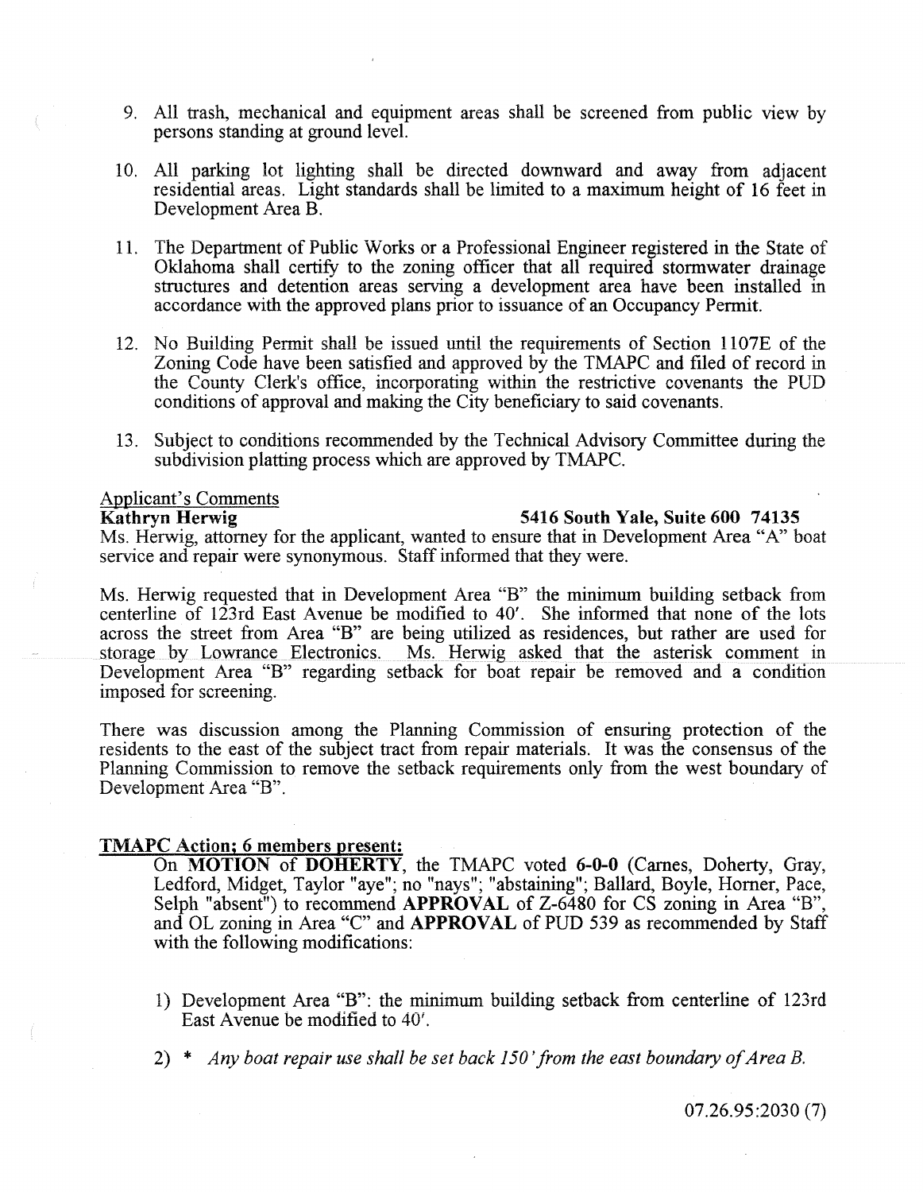9. All trash, mechanical and equipment areas shall be screened from public view by persons standing at ground level.

10. All parking lot lighting shall be directed downward and away from adjacent residential areas. Light standards shall be limited to a maximum height of 16 feet in Development Area B.

11. The Department of Public Works or a Professional Engineer registered in the State of Oklahoma shall certify to the zoning officer that all required stormwater drainage structures and detention areas serving a development area have been installed in accordance with the approved plans prior to issuance of an Occupancy Permit.

12. No Building Permit shall be issued until the requirements of Section 1107E of the Zoning Code have been satisfied and approved by the TMAPC and filed of record in the County Clerk's office, incorporating within the restrictive covenants the PUD conditions of approval and making the City beneficiary to said covenants.

13. Subject to conditions recommended by the Technical Advisory Committee during the subdivision platting process which are approved by TMAPC.

Applicant's Comments

**Kathryn Herwig** **5416 South Yale, Suite 600 74135**

Ms. Herwig, attorney for the applicant, wanted to ensure that in Development Area "A" boat service and repair were synonymous. Staff informed that they were.

Ms. Herwig requested that in Development Area "B" the minimum building setback from centerline of 123rd East Avenue be modified to 40'. She informed that none of the lots across the street from Area "B" are being utilized as residences, but rather are used for storage by Lowrance Electronics. Ms. Herwig asked that the asterisk comment in Development Area "B" regarding setback for boat repair be removed and a condition imposed for screening.

There was discussion among the Planning Commission of ensuring protection of the residents to the east of the subject tract from repair materials. It was the consensus of the Planning Commission to remove the setback requirements only from the west boundary of Development Area "B".

**TMAPC Action; 6 members present:**

On **MOTION** of **DOHERTY**, the TMAPC voted **6-0-0** (Carnes, Doherty, Gray, Ledford, Midget, Taylor "aye"; no "nays"; "abstaining"; Ballard, Boyle, Horner, Pace, Selph "absent") to recommend **APPROVAL** of Z-6480 for CS zoning in Area "B", and OL zoning in Area "C" and **APPROVAL** of PUD 539 as recommended by Staff with the following modifications:

1) Development Area "B": the minimum building setback from centerline of 123rd East Avenue be modified to 40'.

2) * *Any boat repair use shall be set back 150' from the east boundary of Area B.*

07.26.95:2030 (7)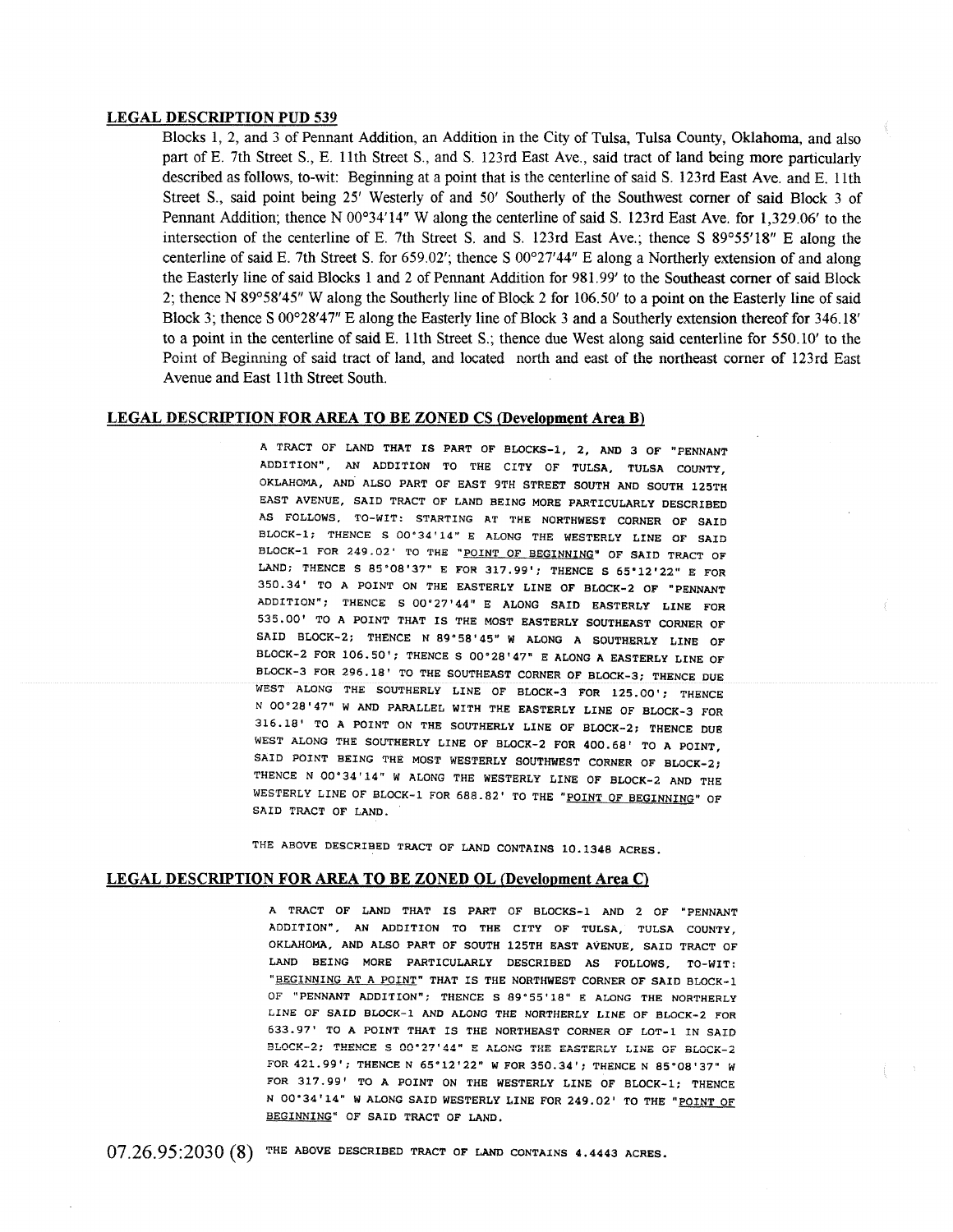## LEGAL DESCRIPTION PUD 539

Blocks 1, 2, and 3 of Pennant Addition, an Addition in the City of Tulsa, Tulsa County, Oklahoma, and also part of E. 7th Street S., E. 11th Street S., and S. 123rd East Ave., said tract of land being more particularly described as follows, to-wit: Beginning at a point that is the centerline of said S. 123rd East Ave. and E. 11th Street S., said point being 25′ Westerly of and 50′ Southerly of the Southwest corner of said Block 3 of Pennant Addition; thence N 00°34′14″ W along the centerline of said S. 123rd East Ave. for 1,329.06′ to the intersection of the centerline of E. 7th Street S. and S. 123rd East Ave.; thence S 89°55′18″ E along the centerline of said E. 7th Street S. for 659.02′; thence S 00°27′44″ E along a Northerly extension of and along the Easterly line of said Blocks 1 and 2 of Pennant Addition for 981.99′ to the Southeast corner of said Block 2; thence N 89°58′45″ W along the Southerly line of Block 2 for 106.50′ to a point on the Easterly line of said Block 3; thence S 00°28′47″ E along the Easterly line of Block 3 and a Southerly extension thereof for 346.18′ to a point in the centerline of said E. 11th Street S.; thence due West along said centerline for 550.10′ to the Point of Beginning of said tract of land, and located north and east of the northeast corner of 123rd East Avenue and East 11th Street South.

## LEGAL DESCRIPTION FOR AREA TO BE ZONED CS (Development Area B)

A TRACT OF LAND THAT IS PART OF BLOCKS-1, 2, AND 3 OF "PENNANT ADDITION", AN ADDITION TO THE CITY OF TULSA, TULSA COUNTY, OKLAHOMA, AND ALSO PART OF EAST 9TH STREET SOUTH AND SOUTH 125TH EAST AVENUE, SAID TRACT OF LAND BEING MORE PARTICULARLY DESCRIBED AS FOLLOWS, TO-WIT: STARTING AT THE NORTHWEST CORNER OF SAID BLOCK-1; THENCE S 00°34'14" E ALONG THE WESTERLY LINE OF SAID BLOCK-1 FOR 249.02' TO THE "POINT OF BEGINNING" OF SAID TRACT OF LAND; THENCE S 85°08'37" E FOR 317.99'; THENCE S 65°12'22" E FOR 350.34' TO A POINT ON THE EASTERLY LINE OF BLOCK-2 OF "PENNANT ADDITION"; THENCE S 00°27'44" E ALONG SAID EASTERLY LINE FOR 535.00' TO A POINT THAT IS THE MOST EASTERLY SOUTHEAST CORNER OF SAID BLOCK-2; THENCE N 89°58'45" W ALONG A SOUTHERLY LINE OF BLOCK-2 FOR 106.50'; THENCE S 00°28'47" E ALONG A EASTERLY LINE OF BLOCK-3 FOR 296.18' TO THE SOUTHEAST CORNER OF BLOCK-3; THENCE DUE WEST ALONG THE SOUTHERLY LINE OF BLOCK-3 FOR 125.00'; THENCE N 00°28'47" W AND PARALLEL WITH THE EASTERLY LINE OF BLOCK-3 FOR 316.18' TO A POINT ON THE SOUTHERLY LINE OF BLOCK-2; THENCE DUE WEST ALONG THE SOUTHERLY LINE OF BLOCK-2 FOR 400.68' TO A POINT, SAID POINT BEING THE MOST WESTERLY SOUTHWEST CORNER OF BLOCK-2; THENCE N 00°34'14" W ALONG THE WESTERLY LINE OF BLOCK-2 AND THE WESTERLY LINE OF BLOCK-1 FOR 688.82' TO THE "POINT OF BEGINNING" OF SAID TRACT OF LAND.

THE ABOVE DESCRIBED TRACT OF LAND CONTAINS 10.1348 ACRES.

## LEGAL DESCRIPTION FOR AREA TO BE ZONED OL (Development Area C)

A TRACT OF LAND THAT IS PART OF BLOCKS-1 AND 2 OF "PENNANT ADDITION", AN ADDITION TO THE CITY OF TULSA, TULSA COUNTY, OKLAHOMA, AND ALSO PART OF SOUTH 125TH EAST AVENUE, SAID TRACT OF LAND BEING MORE PARTICULARLY DESCRIBED AS FOLLOWS, TO-WIT: "BEGINNING AT A POINT" THAT IS THE NORTHWEST CORNER OF SAID BLOCK-1 OF "PENNANT ADDITION"; THENCE S 89°55'18" E ALONG THE NORTHERLY LINE OF SAID BLOCK-1 AND ALONG THE NORTHERLY LINE OF BLOCK-2 FOR 633.97' TO A POINT THAT IS THE NORTHEAST CORNER OF LOT-1 IN SAID BLOCK-2; THENCE S 00°27'44" E ALONG THE EASTERLY LINE OF BLOCK-2 FOR 421.99'; THENCE N 65°12'22" W FOR 350.34'; THENCE N 85°08'37" W FOR 317.99' TO A POINT ON THE WESTERLY LINE OF BLOCK-1; THENCE N 00°34'14" W ALONG SAID WESTERLY LINE FOR 249.02' TO THE "POINT OF BEGINNING" OF SAID TRACT OF LAND.

07.26.95:2030 (8) THE ABOVE DESCRIBED TRACT OF LAND CONTAINS 4.4443 ACRES.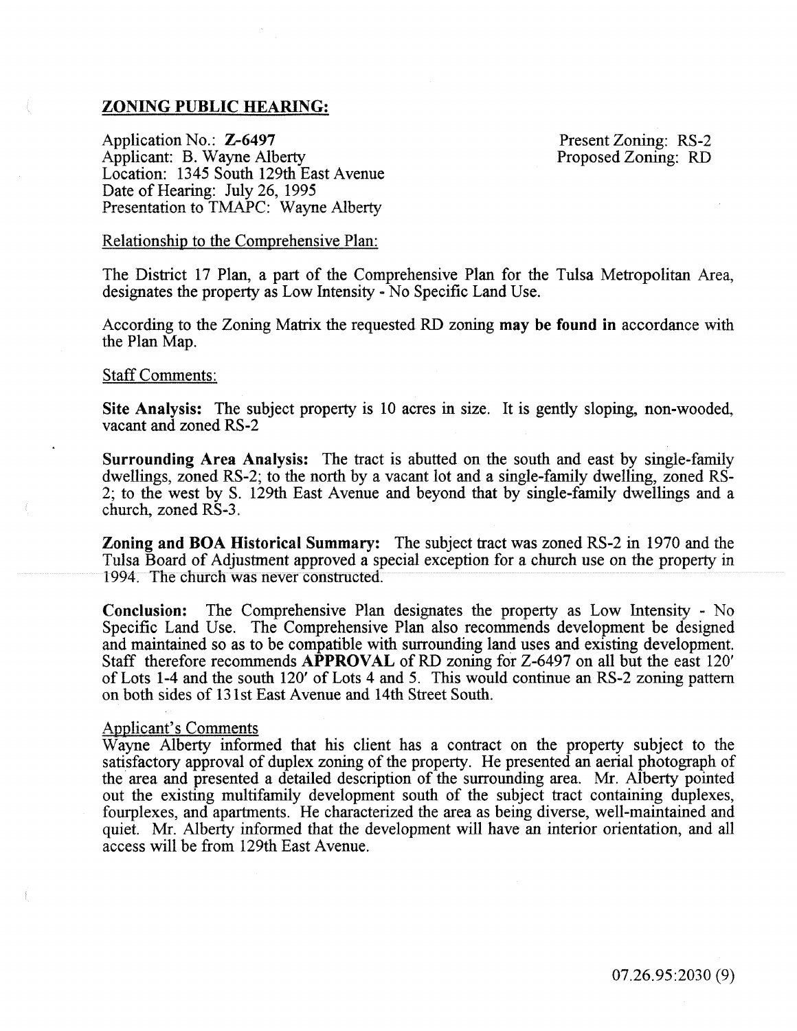## ZONING PUBLIC HEARING:

Application No.: **Z-6497**
Applicant: B. Wayne Alberty
Location: 1345 South 129th East Avenue
Date of Hearing: July 26, 1995
Presentation to TMAPC: Wayne Alberty

Present Zoning: RS-2
Proposed Zoning: RD

Relationship to the Comprehensive Plan:

The District 17 Plan, a part of the Comprehensive Plan for the Tulsa Metropolitan Area, designates the property as Low Intensity - No Specific Land Use.

According to the Zoning Matrix the requested RD zoning **may be found in** accordance with the Plan Map.

Staff Comments:

**Site Analysis:** The subject property is 10 acres in size. It is gently sloping, non-wooded, vacant and zoned RS-2

**Surrounding Area Analysis:** The tract is abutted on the south and east by single-family dwellings, zoned RS-2; to the north by a vacant lot and a single-family dwelling, zoned RS-2; to the west by S. 129th East Avenue and beyond that by single-family dwellings and a church, zoned RS-3.

**Zoning and BOA Historical Summary:** The subject tract was zoned RS-2 in 1970 and the Tulsa Board of Adjustment approved a special exception for a church use on the property in 1994. The church was never constructed.

**Conclusion:** The Comprehensive Plan designates the property as Low Intensity - No Specific Land Use. The Comprehensive Plan also recommends development be designed and maintained so as to be compatible with surrounding land uses and existing development. Staff therefore recommends **APPROVAL** of RD zoning for Z-6497 on all but the east 120' of Lots 1-4 and the south 120' of Lots 4 and 5. This would continue an RS-2 zoning pattern on both sides of 131st East Avenue and 14th Street South.

Applicant's Comments

Wayne Alberty informed that his client has a contract on the property subject to the satisfactory approval of duplex zoning of the property. He presented an aerial photograph of the area and presented a detailed description of the surrounding area. Mr. Alberty pointed out the existing multifamily development south of the subject tract containing duplexes, fourplexes, and apartments. He characterized the area as being diverse, well-maintained and quiet. Mr. Alberty informed that the development will have an interior orientation, and all access will be from 129th East Avenue.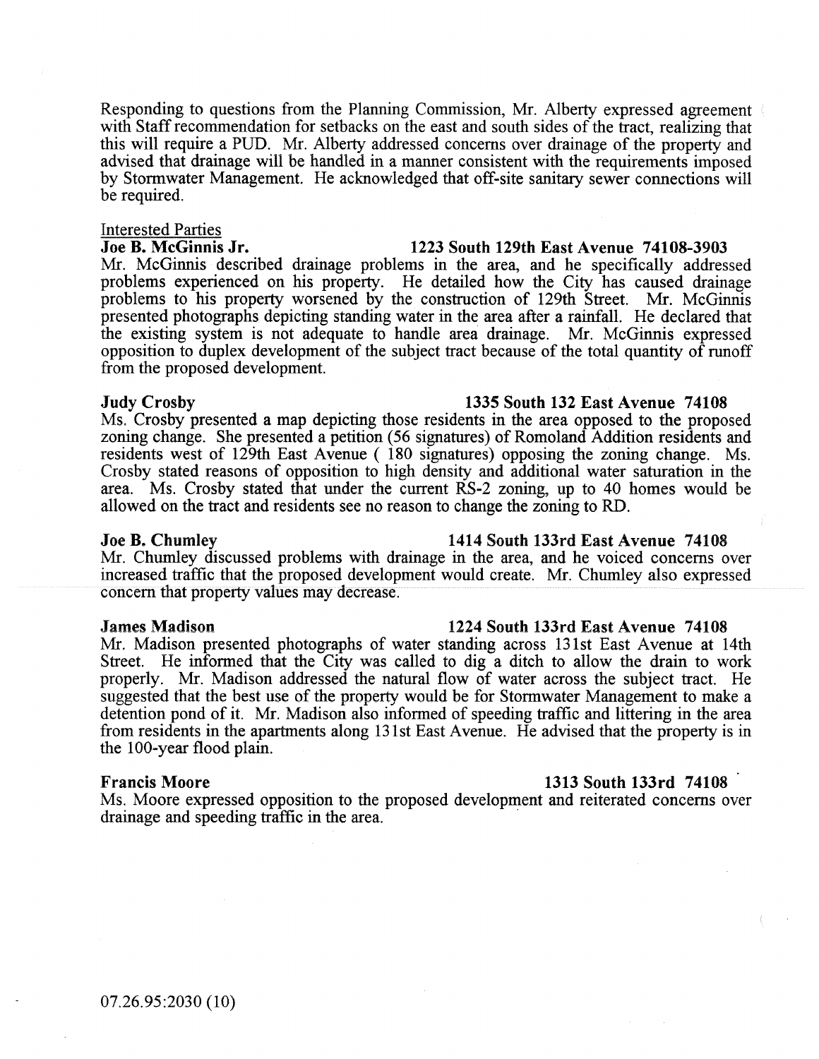Responding to questions from the Planning Commission, Mr. Alberty expressed agreement with Staff recommendation for setbacks on the east and south sides of the tract, realizing that this will require a PUD. Mr. Alberty addressed concerns over drainage of the property and advised that drainage will be handled in a manner consistent with the requirements imposed by Stormwater Management. He acknowledged that off-site sanitary sewer connections will be required.

Interested Parties

**Joe B. McGinnis Jr.** **1223 South 129th East Avenue 74108-3903**

Mr. McGinnis described drainage problems in the area, and he specifically addressed problems experienced on his property. He detailed how the City has caused drainage problems to his property worsened by the construction of 129th Street. Mr. McGinnis presented photographs depicting standing water in the area after a rainfall. He declared that the existing system is not adequate to handle area drainage. Mr. McGinnis expressed opposition to duplex development of the subject tract because of the total quantity of runoff from the proposed development.

**Judy Crosby** **1335 South 132 East Avenue 74108**

Ms. Crosby presented a map depicting those residents in the area opposed to the proposed zoning change. She presented a petition (56 signatures) of Romoland Addition residents and residents west of 129th East Avenue ( 180 signatures) opposing the zoning change. Ms. Crosby stated reasons of opposition to high density and additional water saturation in the area. Ms. Crosby stated that under the current RS-2 zoning, up to 40 homes would be allowed on the tract and residents see no reason to change the zoning to RD.

**Joe B. Chumley** **1414 South 133rd East Avenue 74108**

Mr. Chumley discussed problems with drainage in the area, and he voiced concerns over increased traffic that the proposed development would create. Mr. Chumley also expressed concern that property values may decrease.

**James Madison** **1224 South 133rd East Avenue 74108**

Mr. Madison presented photographs of water standing across 131st East Avenue at 14th Street. He informed that the City was called to dig a ditch to allow the drain to work properly. Mr. Madison addressed the natural flow of water across the subject tract. He suggested that the best use of the property would be for Stormwater Management to make a detention pond of it. Mr. Madison also informed of speeding traffic and littering in the area from residents in the apartments along 131st East Avenue. He advised that the property is in the 100-year flood plain.

**Francis Moore** **1313 South 133rd 74108**

Ms. Moore expressed opposition to the proposed development and reiterated concerns over drainage and speeding traffic in the area.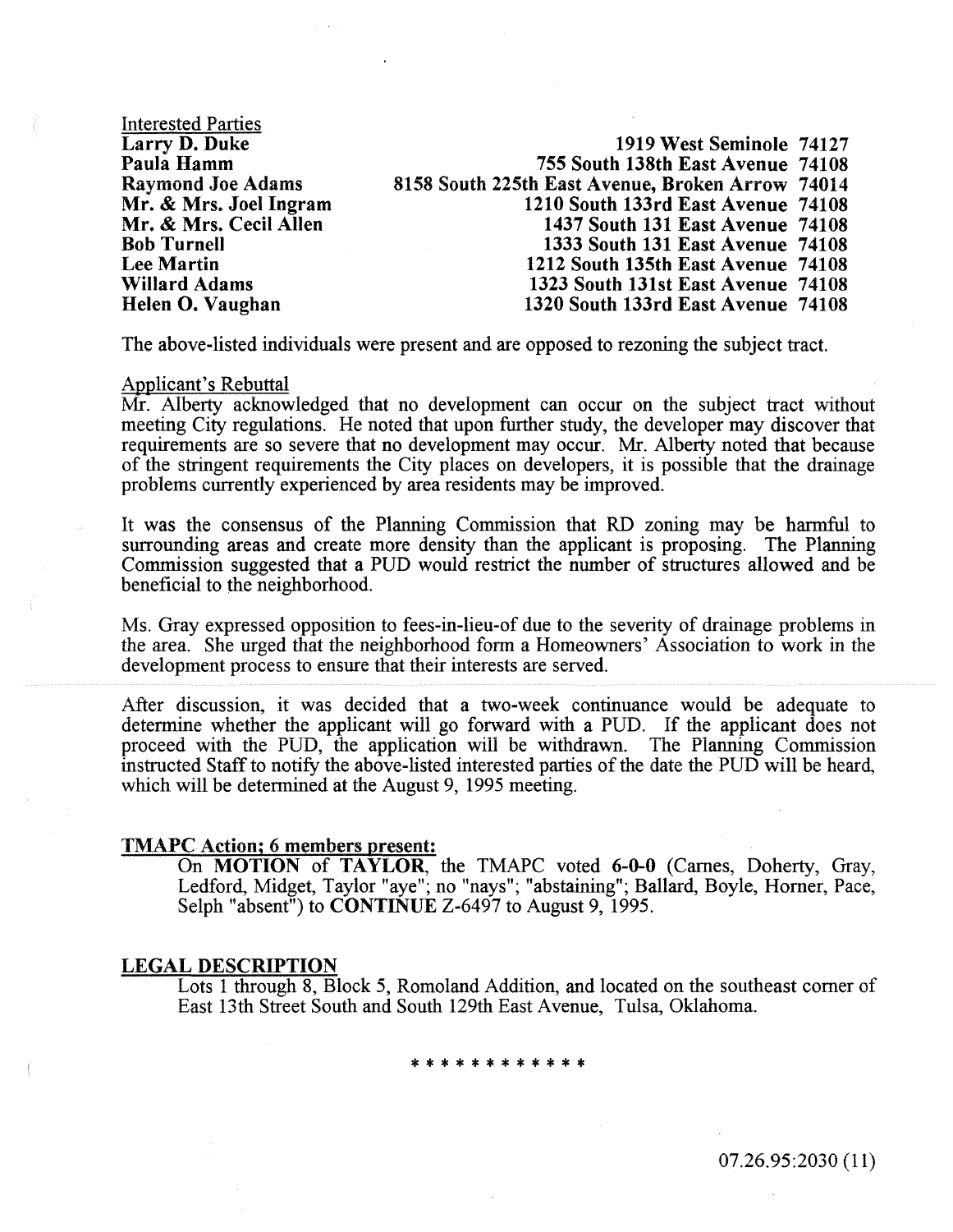Interested Parties

| | |
|---|---|
| **Larry D. Duke** | **1919 West Seminole 74127** |
| **Paula Hamm** | **755 South 138th East Avenue 74108** |
| **Raymond Joe Adams** | **8158 South 225th East Avenue, Broken Arrow 74014** |
| **Mr. & Mrs. Joel Ingram** | **1210 South 133rd East Avenue 74108** |
| **Mr. & Mrs. Cecil Allen** | **1437 South 131 East Avenue 74108** |
| **Bob Turnell** | **1333 South 131 East Avenue 74108** |
| **Lee Martin** | **1212 South 135th East Avenue 74108** |
| **Willard Adams** | **1323 South 131st East Avenue 74108** |
| **Helen O. Vaughan** | **1320 South 133rd East Avenue 74108** |

The above-listed individuals were present and are opposed to rezoning the subject tract.

Applicant's Rebuttal

Mr. Alberty acknowledged that no development can occur on the subject tract without meeting City regulations. He noted that upon further study, the developer may discover that requirements are so severe that no development may occur. Mr. Alberty noted that because of the stringent requirements the City places on developers, it is possible that the drainage problems currently experienced by area residents may be improved.

It was the consensus of the Planning Commission that RD zoning may be harmful to surrounding areas and create more density than the applicant is proposing. The Planning Commission suggested that a PUD would restrict the number of structures allowed and be beneficial to the neighborhood.

Ms. Gray expressed opposition to fees-in-lieu-of due to the severity of drainage problems in the area. She urged that the neighborhood form a Homeowners' Association to work in the development process to ensure that their interests are served.

After discussion, it was decided that a two-week continuance would be adequate to determine whether the applicant will go forward with a PUD. If the applicant does not proceed with the PUD, the application will be withdrawn. The Planning Commission instructed Staff to notify the above-listed interested parties of the date the PUD will be heard, which will be determined at the August 9, 1995 meeting.

**TMAPC Action; 6 members present:**

On **MOTION** of **TAYLOR**, the TMAPC voted **6-0-0** (Carnes, Doherty, Gray, Ledford, Midget, Taylor "aye"; no "nays"; "abstaining"; Ballard, Boyle, Horner, Pace, Selph "absent") to **CONTINUE** Z-6497 to August 9, 1995.

**LEGAL DESCRIPTION**

Lots 1 through 8, Block 5, Romoland Addition, and located on the southeast corner of East 13th Street South and South 129th East Avenue, Tulsa, Oklahoma.

\* \* \* \* \* \* \* \* \* \* \* \*

07.26.95:2030 (11)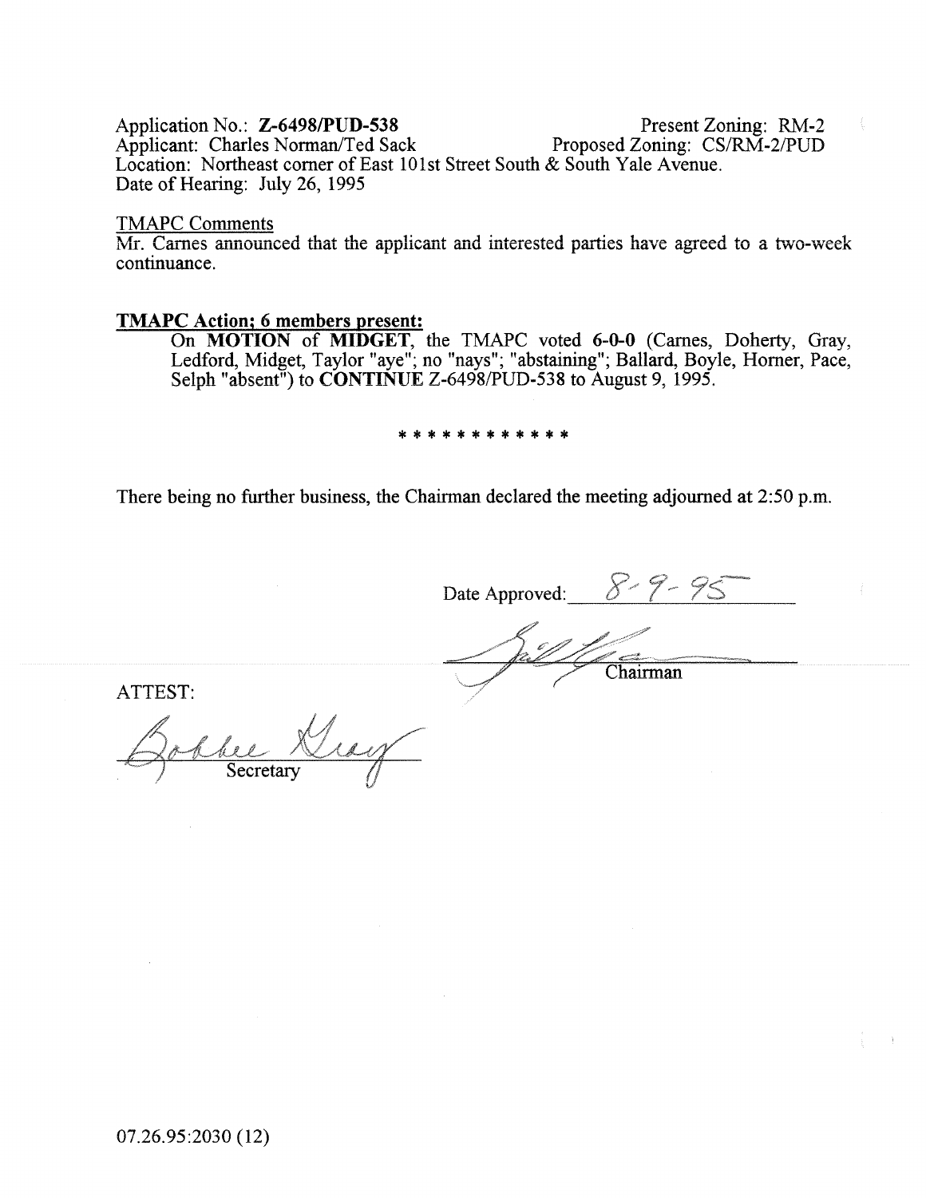Application No.: **Z-6498/PUD-538** Present Zoning: RM-2
Applicant: Charles Norman/Ted Sack Proposed Zoning: CS/RM-2/PUD
Location: Northeast corner of East 101st Street South & South Yale Avenue.
Date of Hearing: July 26, 1995

TMAPC Comments
Mr. Carnes announced that the applicant and interested parties have agreed to a two-week continuance.

**TMAPC Action; 6 members present:**

On **MOTION** of **MIDGET**, the TMAPC voted **6-0-0** (Carnes, Doherty, Gray, Ledford, Midget, Taylor "aye"; no "nays"; "abstaining"; Ballard, Boyle, Horner, Pace, Selph "absent") to **CONTINUE** Z-6498/PUD-538 to August 9, 1995.

* * * * * * * * * * * *

There being no further business, the Chairman declared the meeting adjourned at 2:50 p.m.

Date Approved: 8-9-95

Chairman

ATTEST:

Secretary

07.26.95:2030 (12)